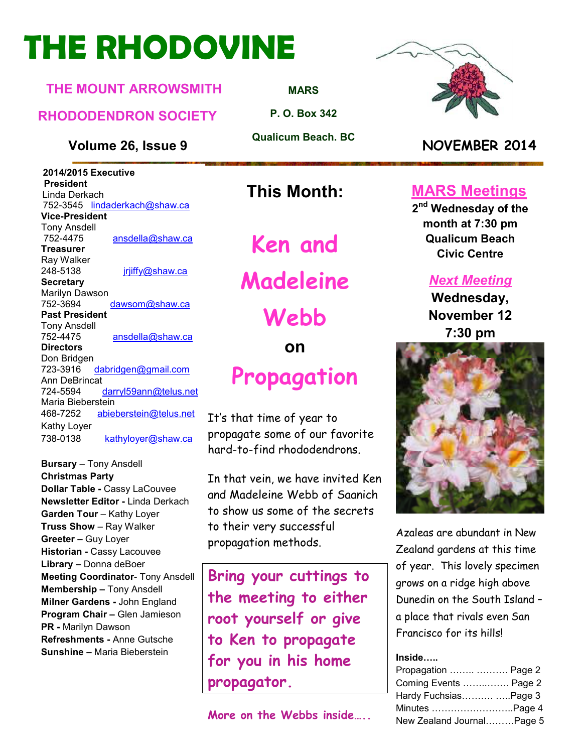# THE RHODOVINE

**THE MOUNT ARROWSMITH RHODODENDRON SOCIETY**

**MARS**
**P. O. Box 342**
**Qualicum Beach. BC**

**Volume 26, Issue 9** — **NOVEMBER 2014**

**2014/2015 Executive**

**President**
Linda Derkach
752-3545 lindaderkach@shaw.ca

**Vice-President**
Tony Ansdell
752-4475 ansdella@shaw.ca

**Treasurer**
Ray Walker
248-5138 jrjiffy@shaw.ca

**Secretary**
Marilyn Dawson
752-3694 dawsom@shaw.ca

**Past President**
Tony Ansdell
752-4475 ansdella@shaw.ca

**Directors**
Don Bridgen
723-3916 dabridgen@gmail.com
Ann DeBrincat
724-5594 darryl59ann@telus.net
Maria Bieberstein
468-7252 abieberstein@telus.net
Kathy Loyer
738-0138 kathyloyer@shaw.ca

**Bursary** – Tony Ansdell
**Christmas Party**
**Dollar Table -** Cassy LaCouvee
**Newsletter Editor -** Linda Derkach
**Garden Tour** – Kathy Loyer
**Truss Show** – Ray Walker
**Greeter –** Guy Loyer
**Historian -** Cassy Lacouvee
**Library –** Donna deBoer
**Meeting Coordinator**- Tony Ansdell
**Membership –** Tony Ansdell
**Milner Gardens -** John England
**Program Chair –** Glen Jamieson
**PR -** Marilyn Dawson
**Refreshments -** Anne Gutsche
**Sunshine –** Maria Bieberstein

## This Month:

# Ken and Madeleine Webb

**on**

# Propagation

It's that time of year to propagate some of our favorite hard-to-find rhododendrons.

In that vein, we have invited Ken and Madeleine Webb of Saanich to show us some of the secrets to their very successful propagation methods.

**Bring your cuttings to the meeting to either root yourself or give to Ken to propagate for you in his home propagator.**

**More on the Webbs inside…..**

## MARS Meetings

**2nd Wednesday of the month at 7:30 pm**
**Qualicum Beach Civic Centre**

### *Next Meeting*

**Wednesday, November 12**
**7:30 pm**

Azaleas are abundant in New Zealand gardens at this time of year. This lovely specimen grows on a ridge high above Dunedin on the South Island – a place that rivals even San Francisco for its hills!

**Inside…..**

- Propagation …….. ………. Page 2
- Coming Events ……..……. Page 2
- Hardy Fuchsias………. …..Page 3
- Minutes ……………………..Page 4
- New Zealand Journal………Page 5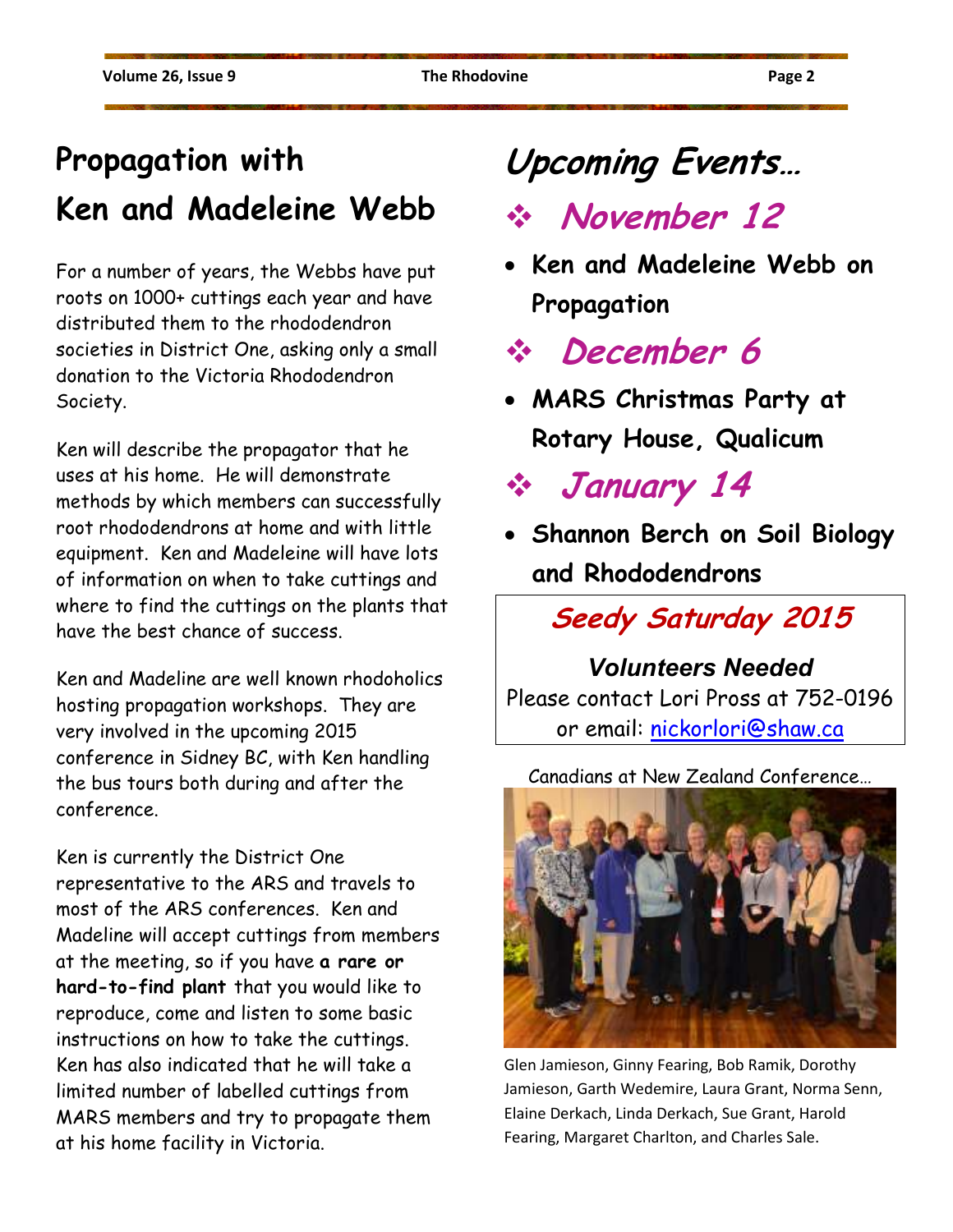# Propagation with Ken and Madeleine Webb

For a number of years, the Webbs have put roots on 1000+ cuttings each year and have distributed them to the rhododendron societies in District One, asking only a small donation to the Victoria Rhododendron Society.

Ken will describe the propagator that he uses at his home. He will demonstrate methods by which members can successfully root rhododendrons at home and with little equipment. Ken and Madeleine will have lots of information on when to take cuttings and where to find the cuttings on the plants that have the best chance of success.

Ken and Madeline are well known rhodoholics hosting propagation workshops. They are very involved in the upcoming 2015 conference in Sidney BC, with Ken handling the bus tours both during and after the conference.

Ken is currently the District One representative to the ARS and travels to most of the ARS conferences. Ken and Madeline will accept cuttings from members at the meeting, so if you have **a rare or hard-to-find plant** that you would like to reproduce, come and listen to some basic instructions on how to take the cuttings. Ken has also indicated that he will take a limited number of labelled cuttings from MARS members and try to propagate them at his home facility in Victoria.

# *Upcoming Events…*

## *November 12*

- **Ken and Madeleine Webb on Propagation**

## *December 6*

- **MARS Christmas Party at Rotary House, Qualicum**

## *January 14*

- **Shannon Berch on Soil Biology and Rhododendrons**

## *Seedy Saturday 2015*

***Volunteers Needed***

Please contact Lori Pross at 752-0196 or email: nickorlori@shaw.ca

Canadians at New Zealand Conference…

Glen Jamieson, Ginny Fearing, Bob Ramik, Dorothy Jamieson, Garth Wedemire, Laura Grant, Norma Senn, Elaine Derkach, Linda Derkach, Sue Grant, Harold Fearing, Margaret Charlton, and Charles Sale.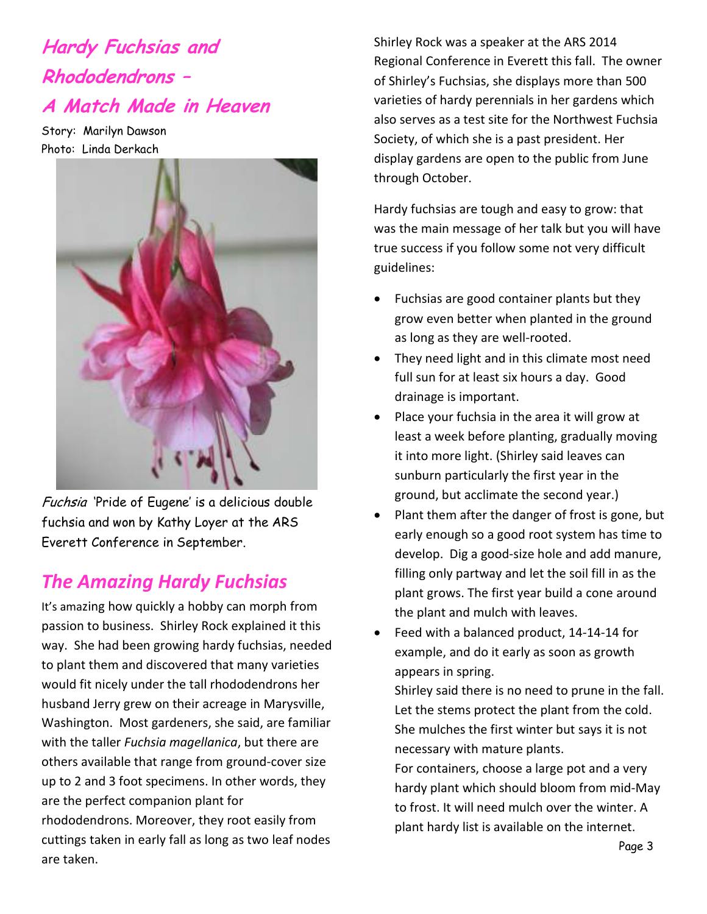# *Hardy Fuchsias and Rhododendrons – A Match Made in Heaven*

Story: Marilyn Dawson
Photo: Linda Derkach

*Fuchsia* 'Pride of Eugene' is a delicious double fuchsia and won by Kathy Loyer at the ARS Everett Conference in September.

## *The Amazing Hardy Fuchsias*

It's amazing how quickly a hobby can morph from passion to business. Shirley Rock explained it this way. She had been growing hardy fuchsias, needed to plant them and discovered that many varieties would fit nicely under the tall rhododendrons her husband Jerry grew on their acreage in Marysville, Washington. Most gardeners, she said, are familiar with the taller *Fuchsia magellanica*, but there are others available that range from ground-cover size up to 2 and 3 foot specimens. In other words, they are the perfect companion plant for rhododendrons. Moreover, they root easily from cuttings taken in early fall as long as two leaf nodes are taken.

Shirley Rock was a speaker at the ARS 2014 Regional Conference in Everett this fall. The owner of Shirley's Fuchsias, she displays more than 500 varieties of hardy perennials in her gardens which also serves as a test site for the Northwest Fuchsia Society, of which she is a past president. Her display gardens are open to the public from June through October.

Hardy fuchsias are tough and easy to grow: that was the main message of her talk but you will have true success if you follow some not very difficult guidelines:

- Fuchsias are good container plants but they grow even better when planted in the ground as long as they are well-rooted.
- They need light and in this climate most need full sun for at least six hours a day. Good drainage is important.
- Place your fuchsia in the area it will grow at least a week before planting, gradually moving it into more light. (Shirley said leaves can sunburn particularly the first year in the ground, but acclimate the second year.)
- Plant them after the danger of frost is gone, but early enough so a good root system has time to develop. Dig a good-size hole and add manure, filling only partway and let the soil fill in as the plant grows. The first year build a cone around the plant and mulch with leaves.
- Feed with a balanced product, 14-14-14 for example, and do it early as soon as growth appears in spring.

  Shirley said there is no need to prune in the fall. Let the stems protect the plant from the cold. She mulches the first winter but says it is not necessary with mature plants.

  For containers, choose a large pot and a very hardy plant which should bloom from mid-May to frost. It will need mulch over the winter. A plant hardy list is available on the internet.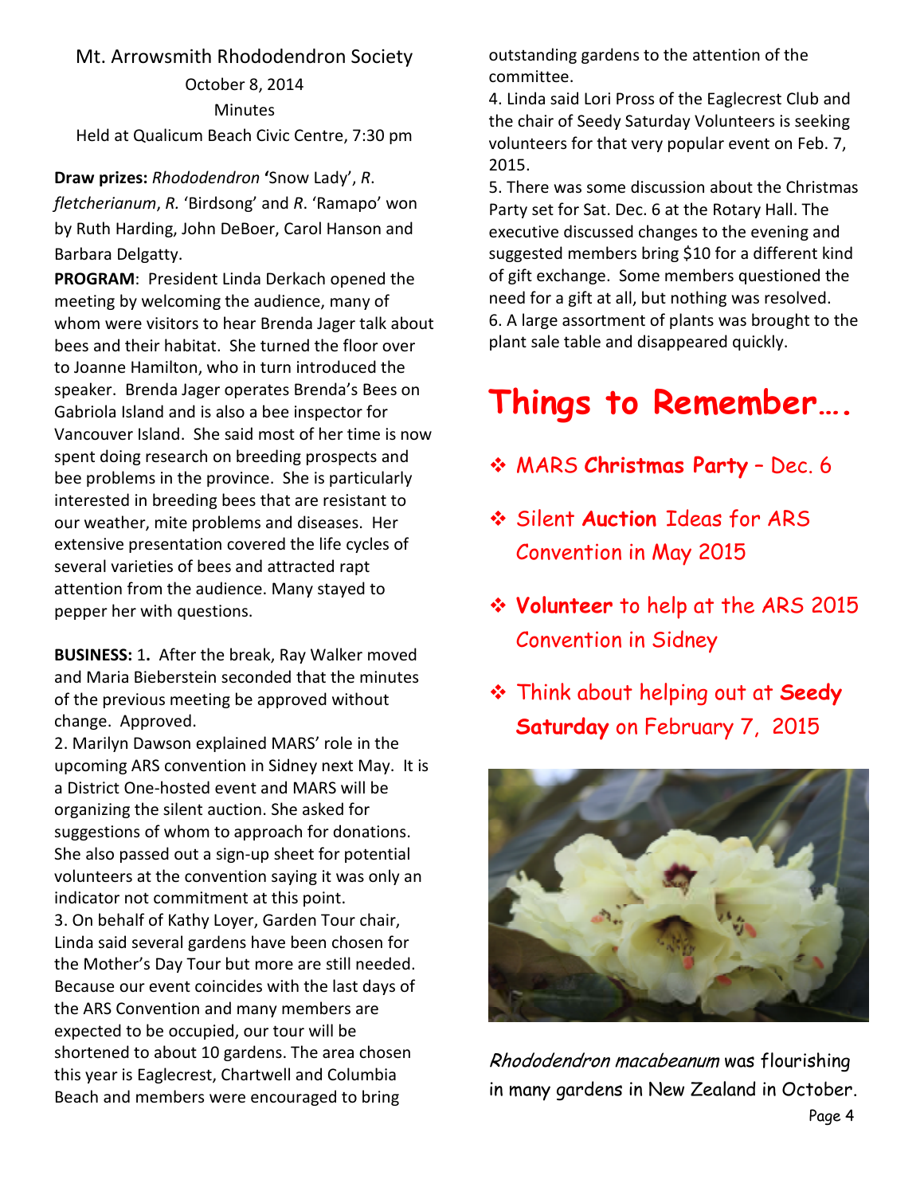# Mt. Arrowsmith Rhododendron Society

October 8, 2014

Minutes

Held at Qualicum Beach Civic Centre, 7:30 pm

**Draw prizes:** *Rhododendron* **'**Snow Lady', *R. fletcherianum*, *R.* 'Birdsong' and *R*. 'Ramapo' won by Ruth Harding, John DeBoer, Carol Hanson and Barbara Delgatty.

**PROGRAM**: President Linda Derkach opened the meeting by welcoming the audience, many of whom were visitors to hear Brenda Jager talk about bees and their habitat. She turned the floor over to Joanne Hamilton, who in turn introduced the speaker. Brenda Jager operates Brenda's Bees on Gabriola Island and is also a bee inspector for Vancouver Island. She said most of her time is now spent doing research on breeding prospects and bee problems in the province. She is particularly interested in breeding bees that are resistant to our weather, mite problems and diseases. Her extensive presentation covered the life cycles of several varieties of bees and attracted rapt attention from the audience. Many stayed to pepper her with questions.

**BUSINESS:** 1**.** After the break, Ray Walker moved and Maria Bieberstein seconded that the minutes of the previous meeting be approved without change. Approved.

2. Marilyn Dawson explained MARS' role in the upcoming ARS convention in Sidney next May. It is a District One-hosted event and MARS will be organizing the silent auction. She asked for suggestions of whom to approach for donations. She also passed out a sign-up sheet for potential volunteers at the convention saying it was only an indicator not commitment at this point.

3. On behalf of Kathy Loyer, Garden Tour chair, Linda said several gardens have been chosen for the Mother's Day Tour but more are still needed. Because our event coincides with the last days of the ARS Convention and many members are expected to be occupied, our tour will be shortened to about 10 gardens. The area chosen this year is Eaglecrest, Chartwell and Columbia Beach and members were encouraged to bring outstanding gardens to the attention of the committee.

4. Linda said Lori Pross of the Eaglecrest Club and the chair of Seedy Saturday Volunteers is seeking volunteers for that very popular event on Feb. 7, 2015.

5. There was some discussion about the Christmas Party set for Sat. Dec. 6 at the Rotary Hall. The executive discussed changes to the evening and suggested members bring $10 for a different kind of gift exchange. Some members questioned the need for a gift at all, but nothing was resolved.

6. A large assortment of plants was brought to the plant sale table and disappeared quickly.

## Things to Remember….

- MARS **Christmas Party** – Dec. 6
- Silent **Auction** Ideas for ARS Convention in May 2015
- **Volunteer** to help at the ARS 2015 Convention in Sidney
- Think about helping out at **Seedy Saturday** on February 7, 2015

*Rhododendron macabeanum* was flourishing in many gardens in New Zealand in October.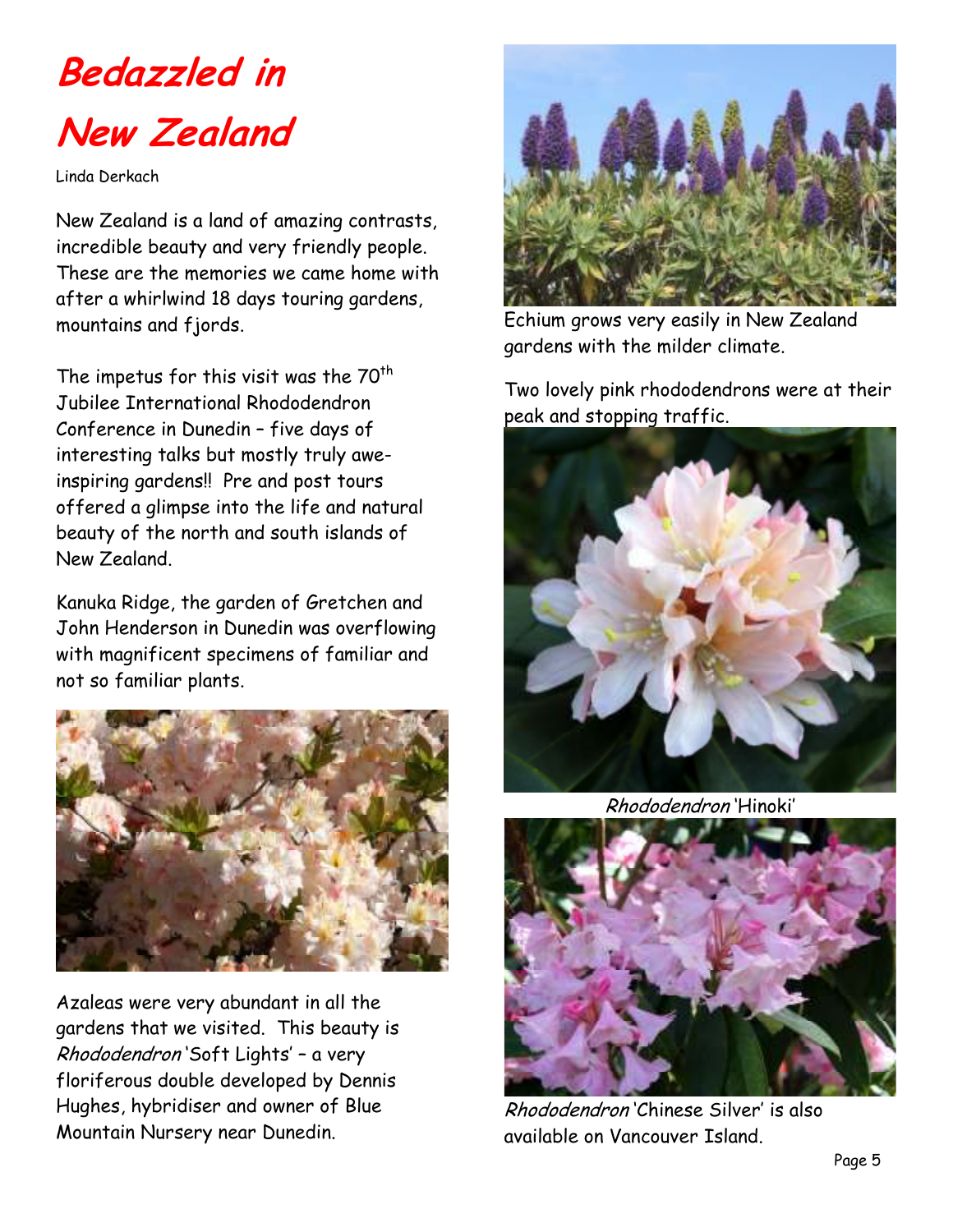# Bedazzled in New Zealand

Linda Derkach

New Zealand is a land of amazing contrasts, incredible beauty and very friendly people. These are the memories we came home with after a whirlwind 18 days touring gardens, mountains and fjords.

The impetus for this visit was the 70th Jubilee International Rhododendron Conference in Dunedin – five days of interesting talks but mostly truly awe-inspiring gardens!! Pre and post tours offered a glimpse into the life and natural beauty of the north and south islands of New Zealand.

Kanuka Ridge, the garden of Gretchen and John Henderson in Dunedin was overflowing with magnificent specimens of familiar and not so familiar plants.

Azaleas were very abundant in all the gardens that we visited. This beauty is *Rhododendron* 'Soft Lights' – a very floriferous double developed by Dennis Hughes, hybridiser and owner of Blue Mountain Nursery near Dunedin.

Echium grows very easily in New Zealand gardens with the milder climate.

Two lovely pink rhododendrons were at their peak and stopping traffic.

*Rhododendron* 'Hinoki'

*Rhododendron* 'Chinese Silver' is also available on Vancouver Island.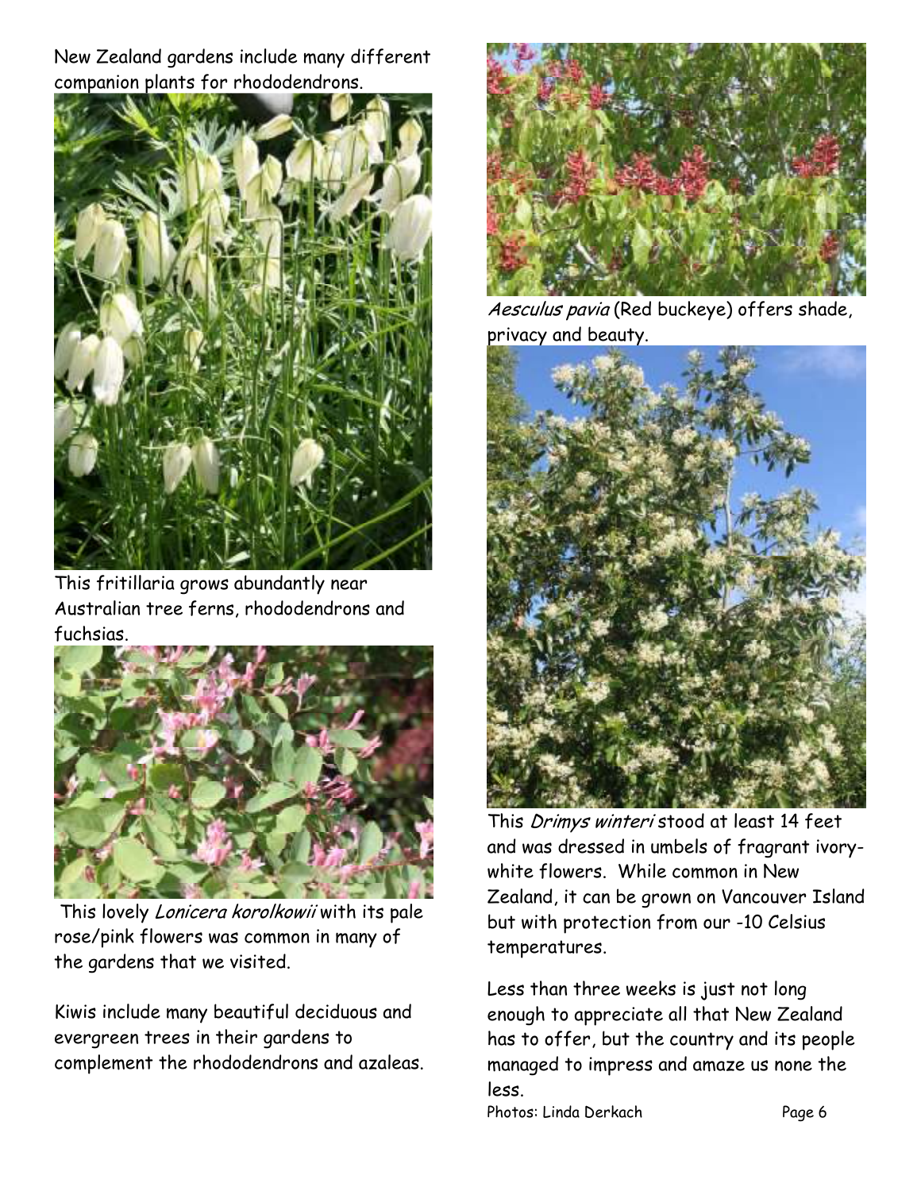New Zealand gardens include many different companion plants for rhododendrons.

This fritillaria grows abundantly near Australian tree ferns, rhododendrons and fuchsias.

This lovely *Lonicera korolkowii* with its pale rose/pink flowers was common in many of the gardens that we visited.

Kiwis include many beautiful deciduous and evergreen trees in their gardens to complement the rhododendrons and azaleas.

*Aesculus pavia* (Red buckeye) offers shade, privacy and beauty.

This *Drimys winteri* stood at least 14 feet and was dressed in umbels of fragrant ivory-white flowers. While common in New Zealand, it can be grown on Vancouver Island but with protection from our -10 Celsius temperatures.

Less than three weeks is just not long enough to appreciate all that New Zealand has to offer, but the country and its people managed to impress and amaze us none the less.

Photos: Linda Derkach